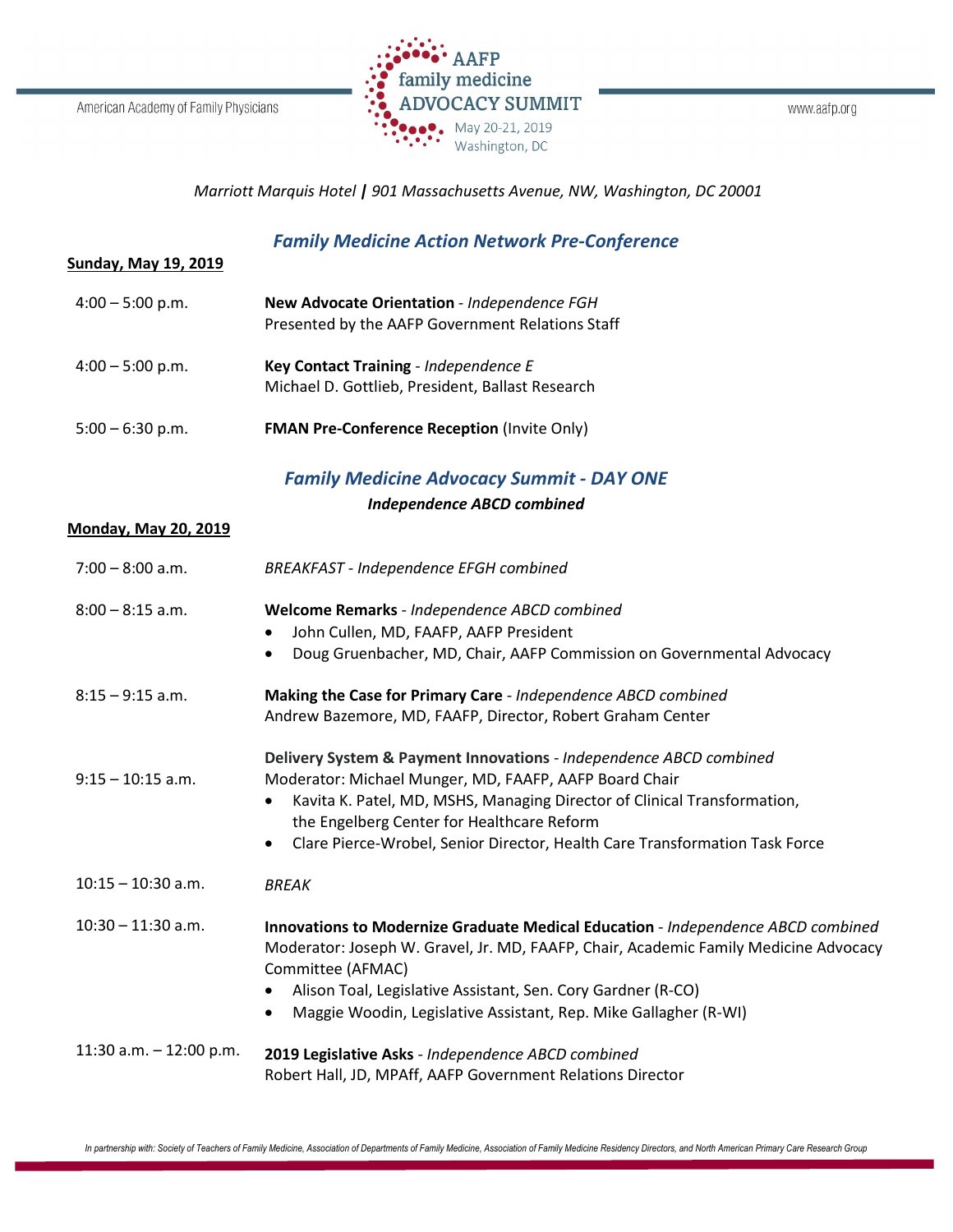# AAFP family medicine ADVOCACY SUMMIT

May 20-21, 2019
Washington, DC

American Academy of Family Physicians

www.aafp.org

*Marriott Marquis Hotel* **|** *901 Massachusetts Avenue, NW, Washington, DC 20001*

## *Family Medicine Action Network Pre-Conference*

**Sunday, May 19, 2019**

| Time | Session |
|---|---|
| 4:00 – 5:00 p.m. | **New Advocate Orientation** - *Independence FGH*<br>Presented by the AAFP Government Relations Staff |
| 4:00 – 5:00 p.m. | **Key Contact Training** - *Independence E*<br>Michael D. Gottlieb, President, Ballast Research |
| 5:00 – 6:30 p.m. | **FMAN Pre-Conference Reception** (Invite Only) |

## *Family Medicine Advocacy Summit - DAY ONE*

***Independence ABCD combined***

**Monday, May 20, 2019**

| Time | Session |
|---|---|
| 7:00 – 8:00 a.m. | *BREAKFAST - Independence EFGH combined* |
| 8:00 – 8:15 a.m. | **Welcome Remarks** - *Independence ABCD combined*<br>• John Cullen, MD, FAAFP, AAFP President<br>• Doug Gruenbacher, MD, Chair, AAFP Commission on Governmental Advocacy |
| 8:15 – 9:15 a.m. | **Making the Case for Primary Care** - *Independence ABCD combined*<br>Andrew Bazemore, MD, FAAFP, Director, Robert Graham Center |
| 9:15 – 10:15 a.m. | **Delivery System & Payment Innovations** - *Independence ABCD combined*<br>Moderator: Michael Munger, MD, FAAFP, AAFP Board Chair<br>• Kavita K. Patel, MD, MSHS, Managing Director of Clinical Transformation, the Engelberg Center for Healthcare Reform<br>• Clare Pierce-Wrobel, Senior Director, Health Care Transformation Task Force |
| 10:15 – 10:30 a.m. | *BREAK* |
| 10:30 – 11:30 a.m. | **Innovations to Modernize Graduate Medical Education** - *Independence ABCD combined*<br>Moderator: Joseph W. Gravel, Jr. MD, FAAFP, Chair, Academic Family Medicine Advocacy Committee (AFMAC)<br>• Alison Toal, Legislative Assistant, Sen. Cory Gardner (R-CO)<br>• Maggie Woodin, Legislative Assistant, Rep. Mike Gallagher (R-WI) |
| 11:30 a.m. – 12:00 p.m. | **2019 Legislative Asks** - *Independence ABCD combined*<br>Robert Hall, JD, MPAff, AAFP Government Relations Director |

*In partnership with: Society of Teachers of Family Medicine, Association of Departments of Family Medicine, Association of Family Medicine Residency Directors, and North American Primary Care Research Group*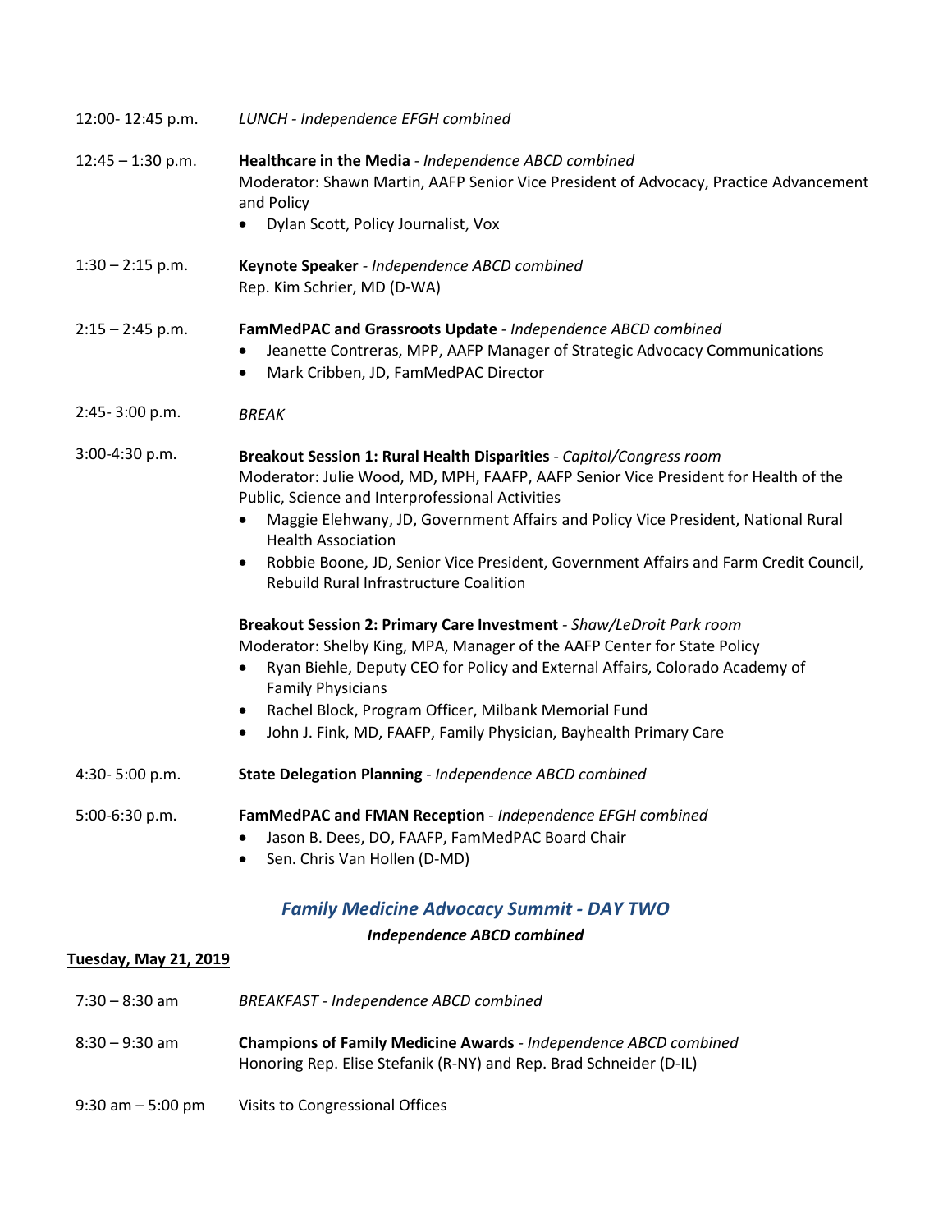12:00- 12:45 p.m. *LUNCH - Independence EFGH combined*

12:45 – 1:30 p.m. **Healthcare in the Media** - *Independence ABCD combined*
Moderator: Shawn Martin, AAFP Senior Vice President of Advocacy, Practice Advancement and Policy

- Dylan Scott, Policy Journalist, Vox

1:30 – 2:15 p.m. **Keynote Speaker** - *Independence ABCD combined*
Rep. Kim Schrier, MD (D-WA)

2:15 – 2:45 p.m. **FamMedPAC and Grassroots Update** - *Independence ABCD combined*

- Jeanette Contreras, MPP, AAFP Manager of Strategic Advocacy Communications
- Mark Cribben, JD, FamMedPAC Director

2:45- 3:00 p.m. *BREAK*

3:00-4:30 p.m. **Breakout Session 1: Rural Health Disparities** - *Capitol/Congress room*
Moderator: Julie Wood, MD, MPH, FAAFP, AAFP Senior Vice President for Health of the Public, Science and Interprofessional Activities

- Maggie Elehwany, JD, Government Affairs and Policy Vice President, National Rural Health Association
- Robbie Boone, JD, Senior Vice President, Government Affairs and Farm Credit Council, Rebuild Rural Infrastructure Coalition

**Breakout Session 2: Primary Care Investment** - *Shaw/LeDroit Park room*
Moderator: Shelby King, MPA, Manager of the AAFP Center for State Policy

- Ryan Biehle, Deputy CEO for Policy and External Affairs, Colorado Academy of Family Physicians
- Rachel Block, Program Officer, Milbank Memorial Fund
- John J. Fink, MD, FAAFP, Family Physician, Bayhealth Primary Care

4:30- 5:00 p.m. **State Delegation Planning** - *Independence ABCD combined*

5:00-6:30 p.m. **FamMedPAC and FMAN Reception** - *Independence EFGH combined*

- Jason B. Dees, DO, FAAFP, FamMedPAC Board Chair
- Sen. Chris Van Hollen (D-MD)

## *Family Medicine Advocacy Summit - DAY TWO*

***Independence ABCD combined***

**Tuesday, May 21, 2019**

7:30 – 8:30 am *BREAKFAST - Independence ABCD combined*

8:30 – 9:30 am **Champions of Family Medicine Awards** - *Independence ABCD combined*
Honoring Rep. Elise Stefanik (R-NY) and Rep. Brad Schneider (D-IL)

9:30 am – 5:00 pm Visits to Congressional Offices